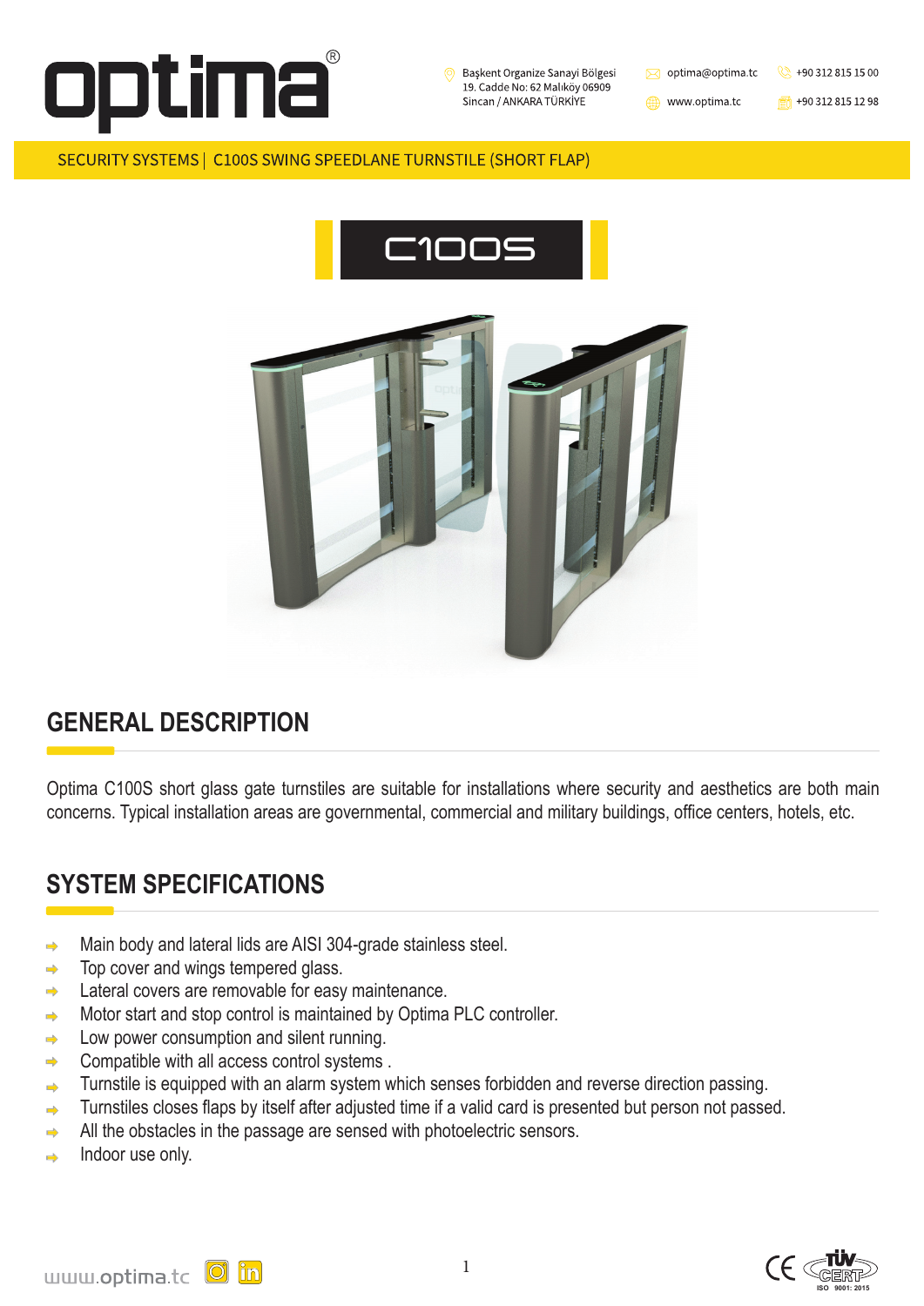Başkent Organize Sanayi Bölgesi
19. Cadde No: 62 Malıköy 06909
Sincan / ANKARA TÜRKİYE

optima@optima.tc

www.optima.tc

+90 312 815 15 00

+90 312 815 12 98

SECURITY SYSTEMS | C100S SWING SPEEDLANE TURNSTILE (SHORT FLAP)

# C100S

## GENERAL DESCRIPTION

Optima C100S short glass gate turnstiles are suitable for installations where security and aesthetics are both main concerns. Typical installation areas are governmental, commercial and military buildings, office centers, hotels, etc.

## SYSTEM SPECIFICATIONS

- Main body and lateral lids are AISI 304-grade stainless steel.
- Top cover and wings tempered glass.
- Lateral covers are removable for easy maintenance.
- Motor start and stop control is maintained by Optima PLC controller.
- Low power consumption and silent running.
- Compatible with all access control systems .
- Turnstile is equipped with an alarm system which senses forbidden and reverse direction passing.
- Turnstiles closes flaps by itself after adjusted time if a valid card is presented but person not passed.
- All the obstacles in the passage are sensed with photoelectric sensors.
- Indoor use only.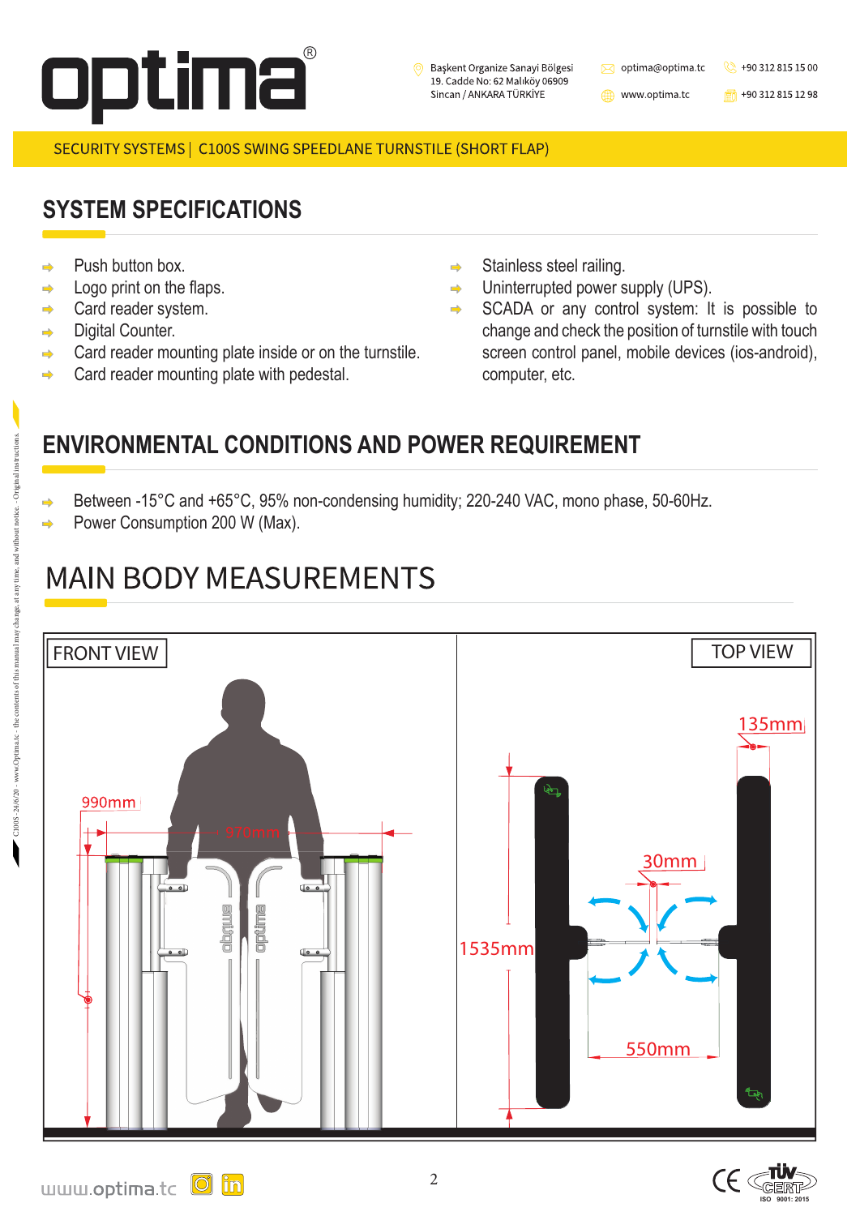# optima®

Başkent Organize Sanayi Bölgesi
19. Cadde No: 62 Malıköy 06909
Sincan / ANKARA TÜRKİYE

optima@optima.tc
www.optima.tc

+90 312 815 15 00
+90 312 815 12 98

SECURITY SYSTEMS | C100S SWING SPEEDLANE TURNSTILE (SHORT FLAP)

## SYSTEM SPECIFICATIONS

- Push button box.
- Logo print on the flaps.
- Card reader system.
- Digital Counter.
- Card reader mounting plate inside or on the turnstile.
- Card reader mounting plate with pedestal.
- Stainless steel railing.
- Uninterrupted power supply (UPS).
- SCADA or any control system: It is possible to change and check the position of turnstile with touch screen control panel, mobile devices (ios-android), computer, etc.

## ENVIRONMENTAL CONDITIONS AND POWER REQUIREMENT

- Between -15°C and +65°C, 95% non-condensing humidity; 220-240 VAC, mono phase, 50-60Hz.
- Power Consumption 200 W (Max).

## MAIN BODY MEASUREMENTS

FRONT VIEW

990mm
970mm

TOP VIEW

135mm
30mm
1535mm
550mm

C100S - 24/6/20 - www.Optima.tc - the contents of this manual may change, at any time, and without notice. - Original instructions.

www.optima.tc